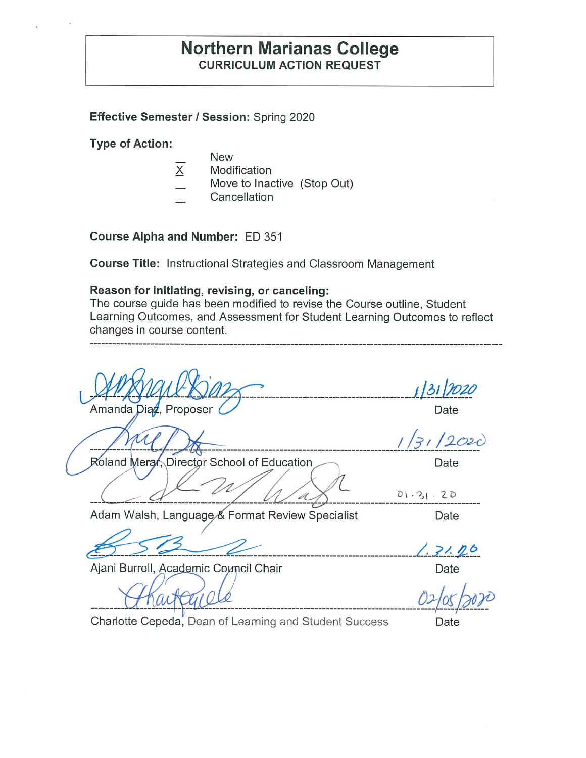# Northern Marianas College

## CURRICULUM ACTION REQUEST

**Effective Semester / Session:** Spring 2020

**Type of Action:**

- \_ New
- X Modification
- \_ Move to Inactive (Stop Out)
- \_ Cancellation

**Course Alpha and Number:** ED 351

**Course Title:** Instructional Strategies and Classroom Management

**Reason for initiating, revising, or canceling:**
The course guide has been modified to revise the Course outline, Student Learning Outcomes, and Assessment for Student Learning Outcomes to reflect changes in course content.

---

| Signature | Date |
|---|---|
| Amanda Diaz, Proposer | 1/31/2020 |
| Roland Merar, Director School of Education | 1/31/2020 |
| Adam Walsh, Language & Format Review Specialist | 01.31.20 |
| Ajani Burrell, Academic Council Chair | 1.31.20 |
| Charlotte Cepeda, Dean of Learning and Student Success | 02/05/2020 |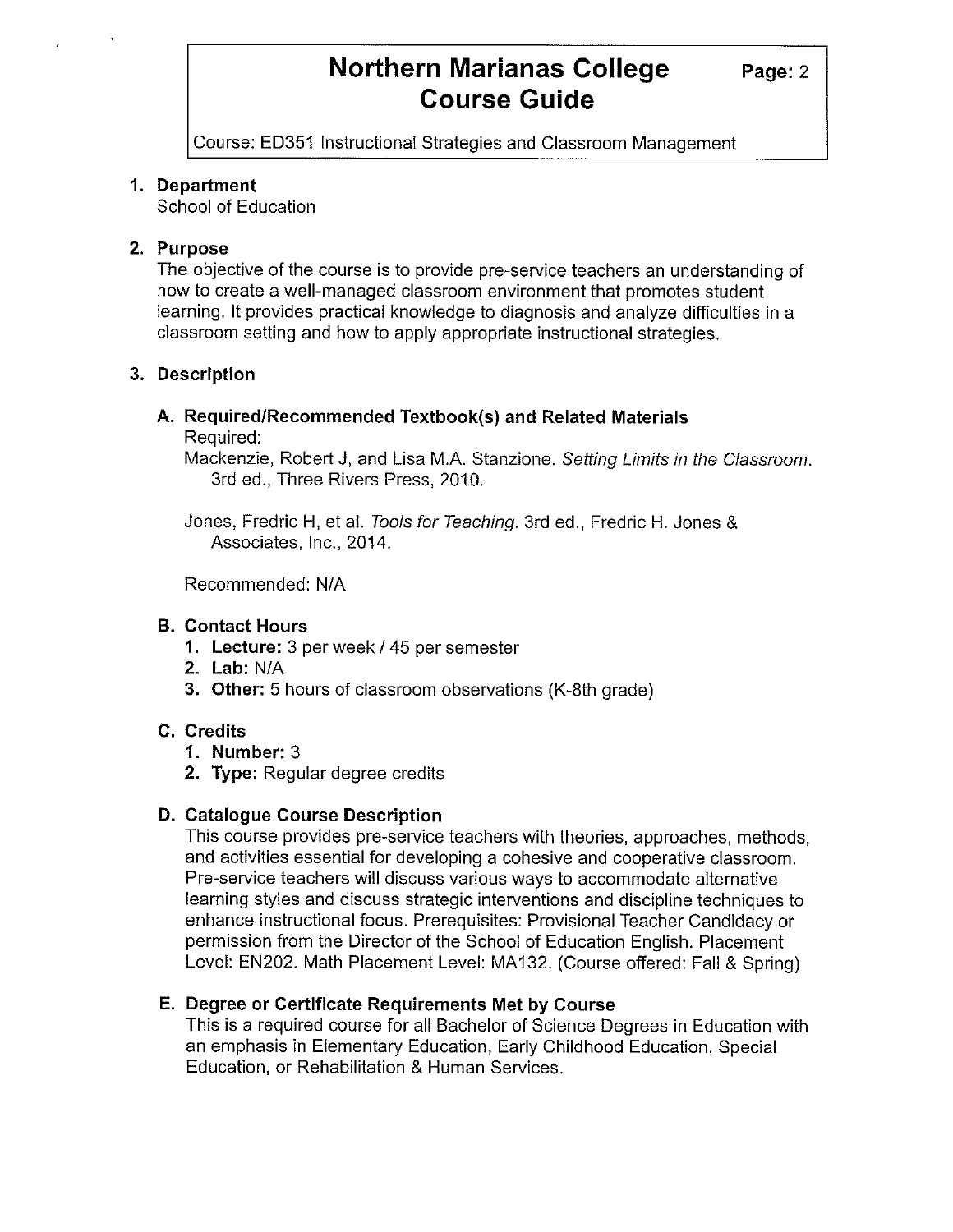# Northern Marianas College Course Guide

Course: ED351 Instructional Strategies and Classroom Management

## 1. Department

School of Education

## 2. Purpose

The objective of the course is to provide pre-service teachers an understanding of how to create a well-managed classroom environment that promotes student learning. It provides practical knowledge to diagnosis and analyze difficulties in a classroom setting and how to apply appropriate instructional strategies.

## 3. Description

### A. Required/Recommended Textbook(s) and Related Materials

Required:

Mackenzie, Robert J, and Lisa M.A. Stanzione. *Setting Limits in the Classroom*. 3rd ed., Three Rivers Press, 2010.

Jones, Fredric H, et al. *Tools for Teaching*. 3rd ed., Fredric H. Jones & Associates, Inc., 2014.

Recommended: N/A

### B. Contact Hours

1. **Lecture:** 3 per week / 45 per semester
2. **Lab:** N/A
3. **Other:** 5 hours of classroom observations (K-8th grade)

### C. Credits

1. **Number:** 3
2. **Type:** Regular degree credits

### D. Catalogue Course Description

This course provides pre-service teachers with theories, approaches, methods, and activities essential for developing a cohesive and cooperative classroom. Pre-service teachers will discuss various ways to accommodate alternative learning styles and discuss strategic interventions and discipline techniques to enhance instructional focus. Prerequisites: Provisional Teacher Candidacy or permission from the Director of the School of Education English. Placement Level: EN202. Math Placement Level: MA132. (Course offered: Fall & Spring)

### E. Degree or Certificate Requirements Met by Course

This is a required course for all Bachelor of Science Degrees in Education with an emphasis in Elementary Education, Early Childhood Education, Special Education, or Rehabilitation & Human Services.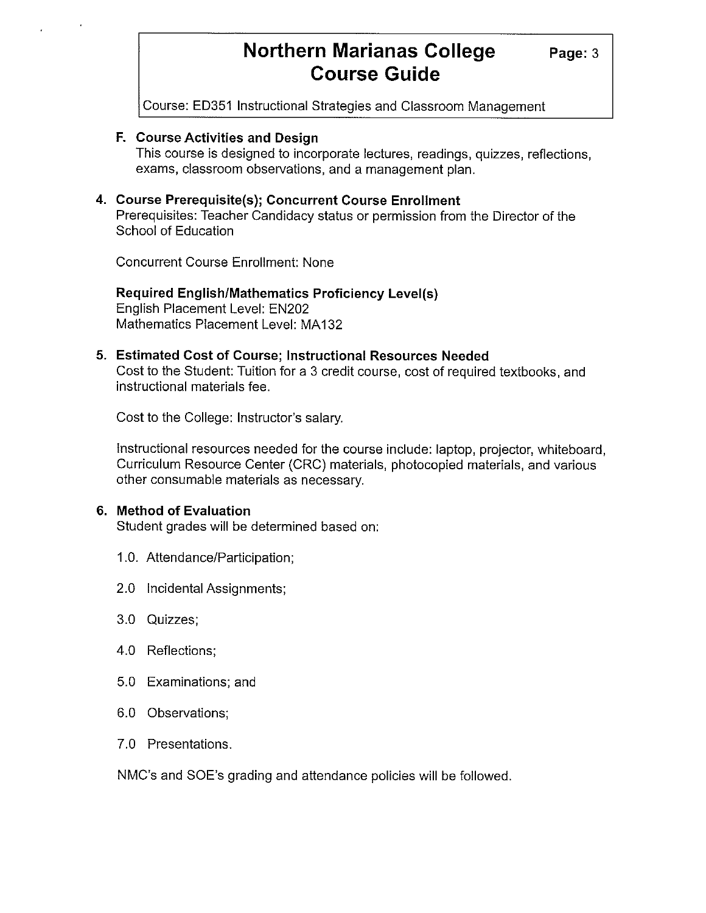### F. Course Activities and Design

This course is designed to incorporate lectures, readings, quizzes, reflections, exams, classroom observations, and a management plan.

## 4. Course Prerequisite(s); Concurrent Course Enrollment

Prerequisites: Teacher Candidacy status or permission from the Director of the School of Education

Concurrent Course Enrollment: None

**Required English/Mathematics Proficiency Level(s)**

English Placement Level: EN202
Mathematics Placement Level: MA132

## 5. Estimated Cost of Course; Instructional Resources Needed

Cost to the Student: Tuition for a 3 credit course, cost of required textbooks, and instructional materials fee.

Cost to the College: Instructor's salary.

Instructional resources needed for the course include: laptop, projector, whiteboard, Curriculum Resource Center (CRC) materials, photocopied materials, and various other consumable materials as necessary.

## 6. Method of Evaluation

Student grades will be determined based on:

1.0. Attendance/Participation;

2.0 Incidental Assignments;

3.0 Quizzes;

4.0 Reflections;

5.0 Examinations; and

6.0 Observations;

7.0 Presentations.

NMC's and SOE's grading and attendance policies will be followed.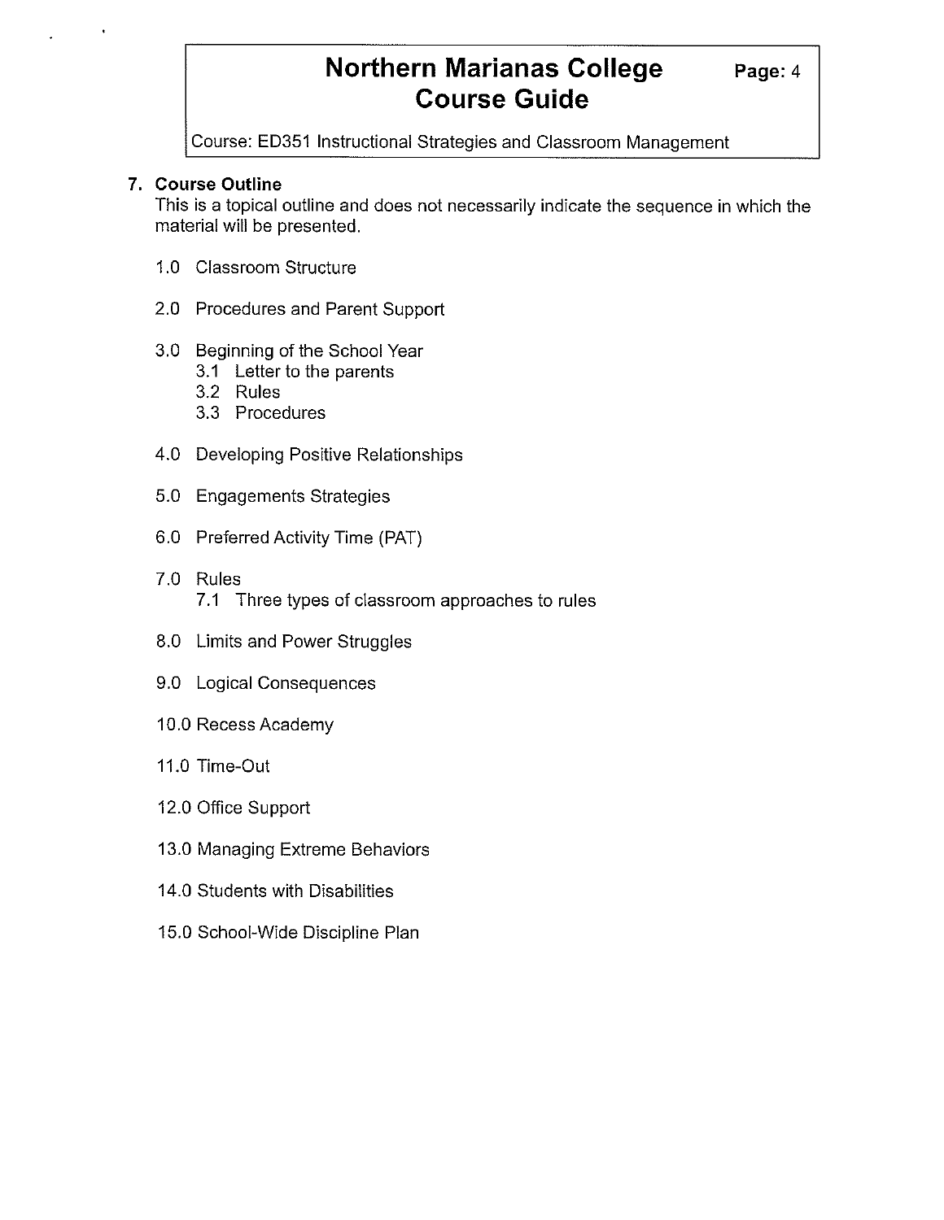## 7. Course Outline

This is a topical outline and does not necessarily indicate the sequence in which the material will be presented.

1.0 Classroom Structure

2.0 Procedures and Parent Support

3.0 Beginning of the School Year
- 3.1 Letter to the parents
- 3.2 Rules
- 3.3 Procedures

4.0 Developing Positive Relationships

5.0 Engagements Strategies

6.0 Preferred Activity Time (PAT)

7.0 Rules
- 7.1 Three types of classroom approaches to rules

8.0 Limits and Power Struggles

9.0 Logical Consequences

10.0 Recess Academy

11.0 Time-Out

12.0 Office Support

13.0 Managing Extreme Behaviors

14.0 Students with Disabilities

15.0 School-Wide Discipline Plan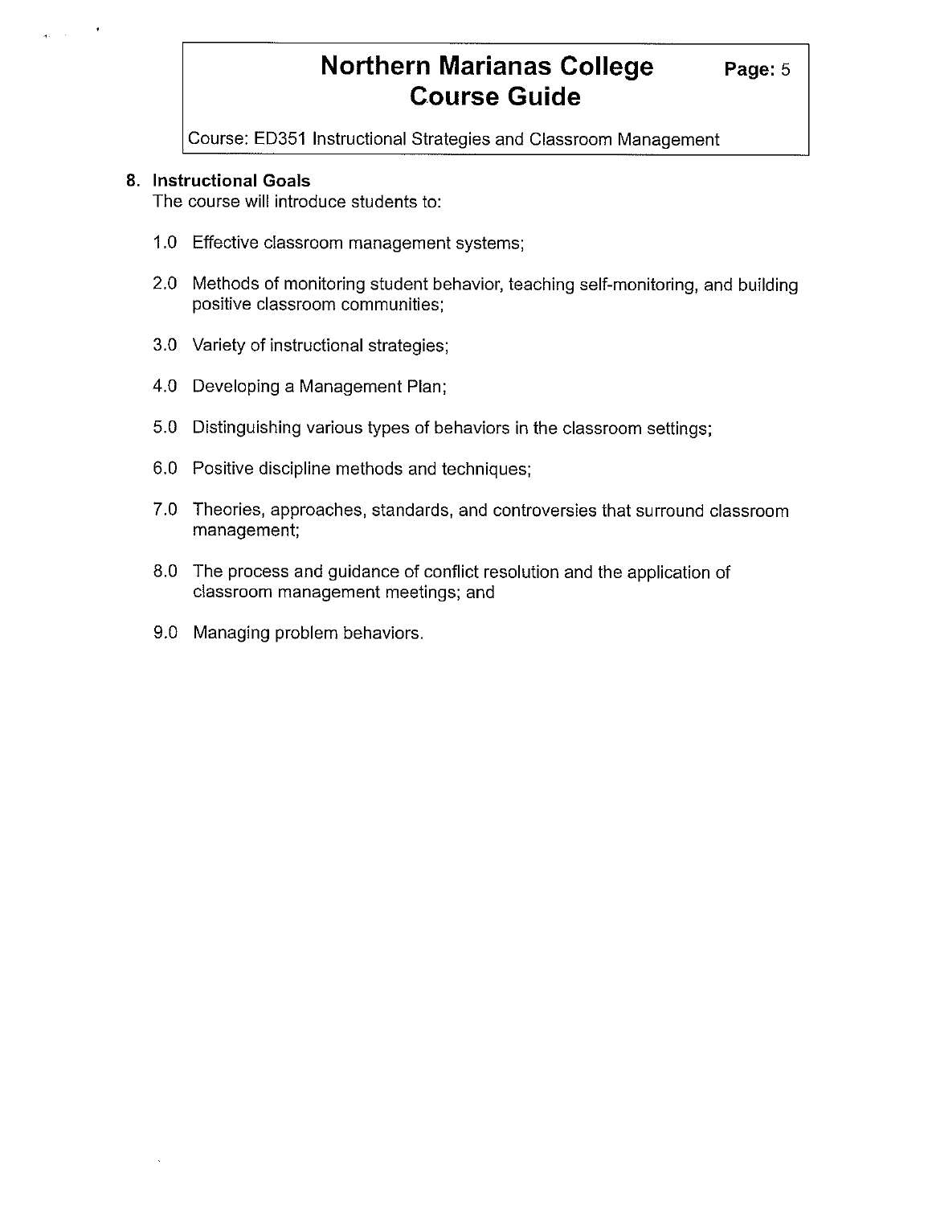## 8. Instructional Goals

The course will introduce students to:

1.0 Effective classroom management systems;

2.0 Methods of monitoring student behavior, teaching self-monitoring, and building positive classroom communities;

3.0 Variety of instructional strategies;

4.0 Developing a Management Plan;

5.0 Distinguishing various types of behaviors in the classroom settings;

6.0 Positive discipline methods and techniques;

7.0 Theories, approaches, standards, and controversies that surround classroom management;

8.0 The process and guidance of conflict resolution and the application of classroom management meetings; and

9.0 Managing problem behaviors.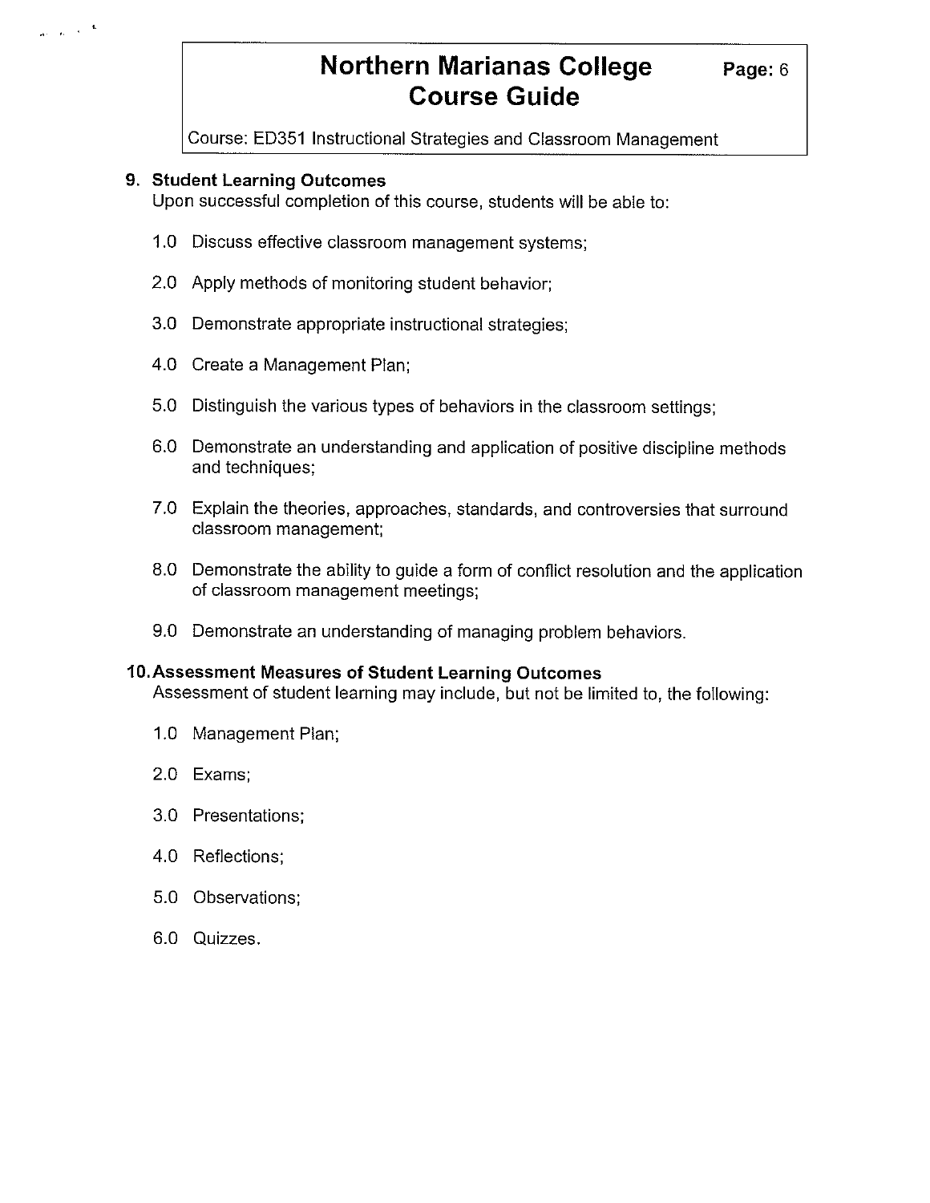## 9. Student Learning Outcomes

Upon successful completion of this course, students will be able to:

1.0 Discuss effective classroom management systems;

2.0 Apply methods of monitoring student behavior;

3.0 Demonstrate appropriate instructional strategies;

4.0 Create a Management Plan;

5.0 Distinguish the various types of behaviors in the classroom settings;

6.0 Demonstrate an understanding and application of positive discipline methods and techniques;

7.0 Explain the theories, approaches, standards, and controversies that surround classroom management;

8.0 Demonstrate the ability to guide a form of conflict resolution and the application of classroom management meetings;

9.0 Demonstrate an understanding of managing problem behaviors.

## 10. Assessment Measures of Student Learning Outcomes

Assessment of student learning may include, but not be limited to, the following:

1.0 Management Plan;

2.0 Exams;

3.0 Presentations;

4.0 Reflections;

5.0 Observations;

6.0 Quizzes.